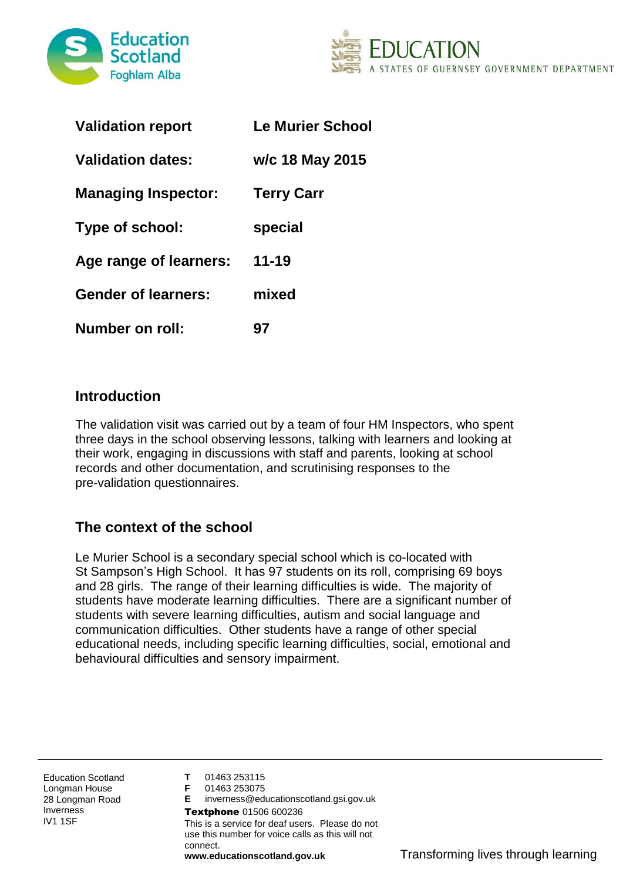| | |
|---|---|
| **Validation report** | **Le Murier School** |
| **Validation dates:** | **w/c 18 May 2015** |
| **Managing Inspector:** | **Terry Carr** |
| **Type of school:** | **special** |
| **Age range of learners:** | **11-19** |
| **Gender of learners:** | **mixed** |
| **Number on roll:** | **97** |

## Introduction

The validation visit was carried out by a team of four HM Inspectors, who spent three days in the school observing lessons, talking with learners and looking at their work, engaging in discussions with staff and parents, looking at school records and other documentation, and scrutinising responses to the pre-validation questionnaires.

## The context of the school

Le Murier School is a secondary special school which is co-located with St Sampson's High School. It has 97 students on its roll, comprising 69 boys and 28 girls. The range of their learning difficulties is wide. The majority of students have moderate learning difficulties. There are a significant number of students with severe learning difficulties, autism and social language and communication difficulties. Other students have a range of other special educational needs, including specific learning difficulties, social, emotional and behavioural difficulties and sensory impairment.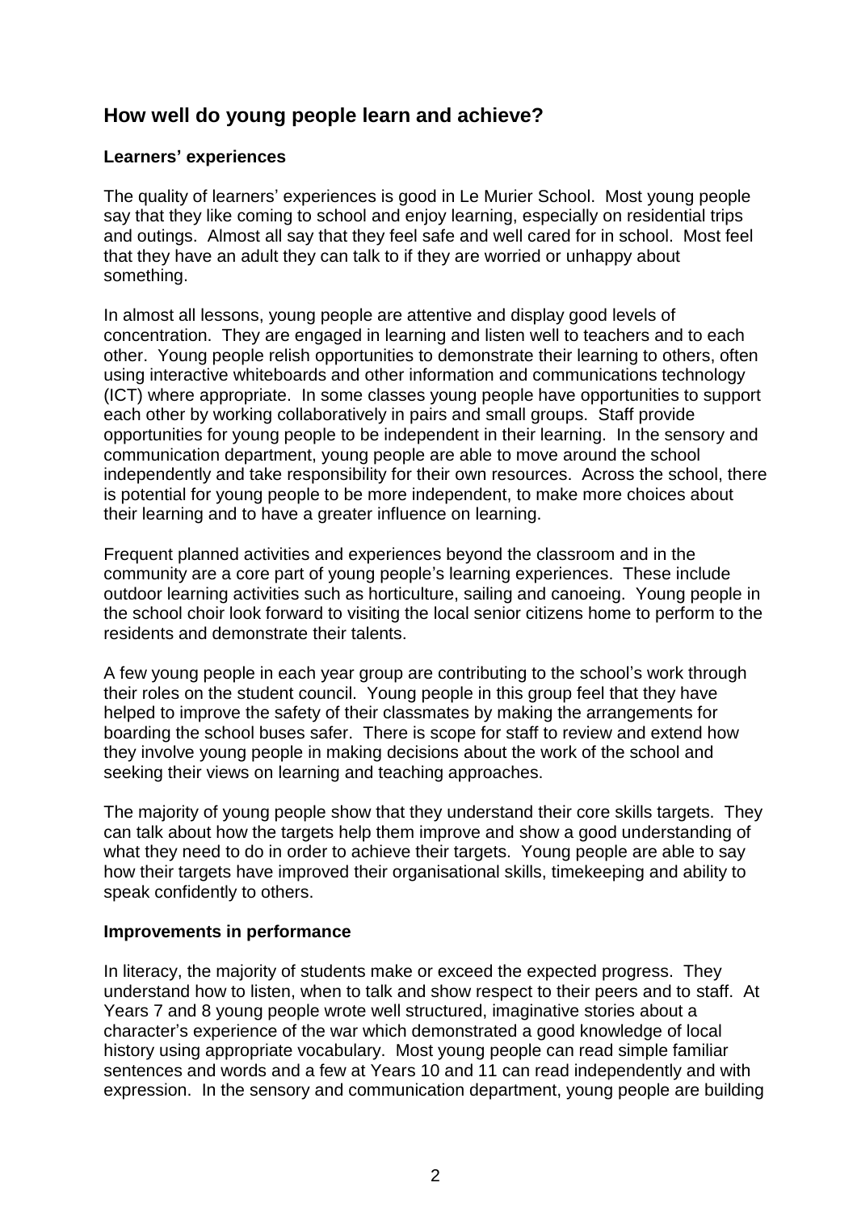## How well do young people learn and achieve?

### Learners' experiences

The quality of learners' experiences is good in Le Murier School. Most young people say that they like coming to school and enjoy learning, especially on residential trips and outings. Almost all say that they feel safe and well cared for in school. Most feel that they have an adult they can talk to if they are worried or unhappy about something.

In almost all lessons, young people are attentive and display good levels of concentration. They are engaged in learning and listen well to teachers and to each other. Young people relish opportunities to demonstrate their learning to others, often using interactive whiteboards and other information and communications technology (ICT) where appropriate. In some classes young people have opportunities to support each other by working collaboratively in pairs and small groups. Staff provide opportunities for young people to be independent in their learning. In the sensory and communication department, young people are able to move around the school independently and take responsibility for their own resources. Across the school, there is potential for young people to be more independent, to make more choices about their learning and to have a greater influence on learning.

Frequent planned activities and experiences beyond the classroom and in the community are a core part of young people's learning experiences. These include outdoor learning activities such as horticulture, sailing and canoeing. Young people in the school choir look forward to visiting the local senior citizens home to perform to the residents and demonstrate their talents.

A few young people in each year group are contributing to the school's work through their roles on the student council. Young people in this group feel that they have helped to improve the safety of their classmates by making the arrangements for boarding the school buses safer. There is scope for staff to review and extend how they involve young people in making decisions about the work of the school and seeking their views on learning and teaching approaches.

The majority of young people show that they understand their core skills targets. They can talk about how the targets help them improve and show a good understanding of what they need to do in order to achieve their targets. Young people are able to say how their targets have improved their organisational skills, timekeeping and ability to speak confidently to others.

### Improvements in performance

In literacy, the majority of students make or exceed the expected progress. They understand how to listen, when to talk and show respect to their peers and to staff. At Years 7 and 8 young people wrote well structured, imaginative stories about a character's experience of the war which demonstrated a good knowledge of local history using appropriate vocabulary. Most young people can read simple familiar sentences and words and a few at Years 10 and 11 can read independently and with expression. In the sensory and communication department, young people are building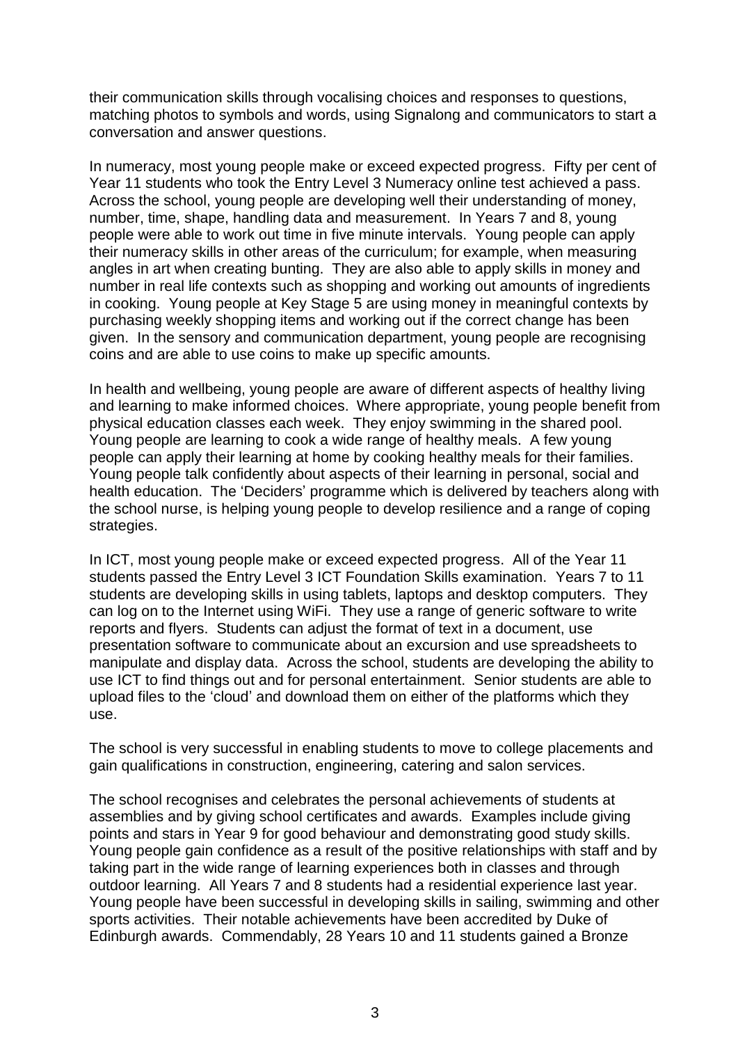their communication skills through vocalising choices and responses to questions, matching photos to symbols and words, using Signalong and communicators to start a conversation and answer questions.

In numeracy, most young people make or exceed expected progress. Fifty per cent of Year 11 students who took the Entry Level 3 Numeracy online test achieved a pass. Across the school, young people are developing well their understanding of money, number, time, shape, handling data and measurement. In Years 7 and 8, young people were able to work out time in five minute intervals. Young people can apply their numeracy skills in other areas of the curriculum; for example, when measuring angles in art when creating bunting. They are also able to apply skills in money and number in real life contexts such as shopping and working out amounts of ingredients in cooking. Young people at Key Stage 5 are using money in meaningful contexts by purchasing weekly shopping items and working out if the correct change has been given. In the sensory and communication department, young people are recognising coins and are able to use coins to make up specific amounts.

In health and wellbeing, young people are aware of different aspects of healthy living and learning to make informed choices. Where appropriate, young people benefit from physical education classes each week. They enjoy swimming in the shared pool. Young people are learning to cook a wide range of healthy meals. A few young people can apply their learning at home by cooking healthy meals for their families. Young people talk confidently about aspects of their learning in personal, social and health education. The 'Deciders' programme which is delivered by teachers along with the school nurse, is helping young people to develop resilience and a range of coping strategies.

In ICT, most young people make or exceed expected progress. All of the Year 11 students passed the Entry Level 3 ICT Foundation Skills examination. Years 7 to 11 students are developing skills in using tablets, laptops and desktop computers. They can log on to the Internet using WiFi. They use a range of generic software to write reports and flyers. Students can adjust the format of text in a document, use presentation software to communicate about an excursion and use spreadsheets to manipulate and display data. Across the school, students are developing the ability to use ICT to find things out and for personal entertainment. Senior students are able to upload files to the 'cloud' and download them on either of the platforms which they use.

The school is very successful in enabling students to move to college placements and gain qualifications in construction, engineering, catering and salon services.

The school recognises and celebrates the personal achievements of students at assemblies and by giving school certificates and awards. Examples include giving points and stars in Year 9 for good behaviour and demonstrating good study skills. Young people gain confidence as a result of the positive relationships with staff and by taking part in the wide range of learning experiences both in classes and through outdoor learning. All Years 7 and 8 students had a residential experience last year. Young people have been successful in developing skills in sailing, swimming and other sports activities. Their notable achievements have been accredited by Duke of Edinburgh awards. Commendably, 28 Years 10 and 11 students gained a Bronze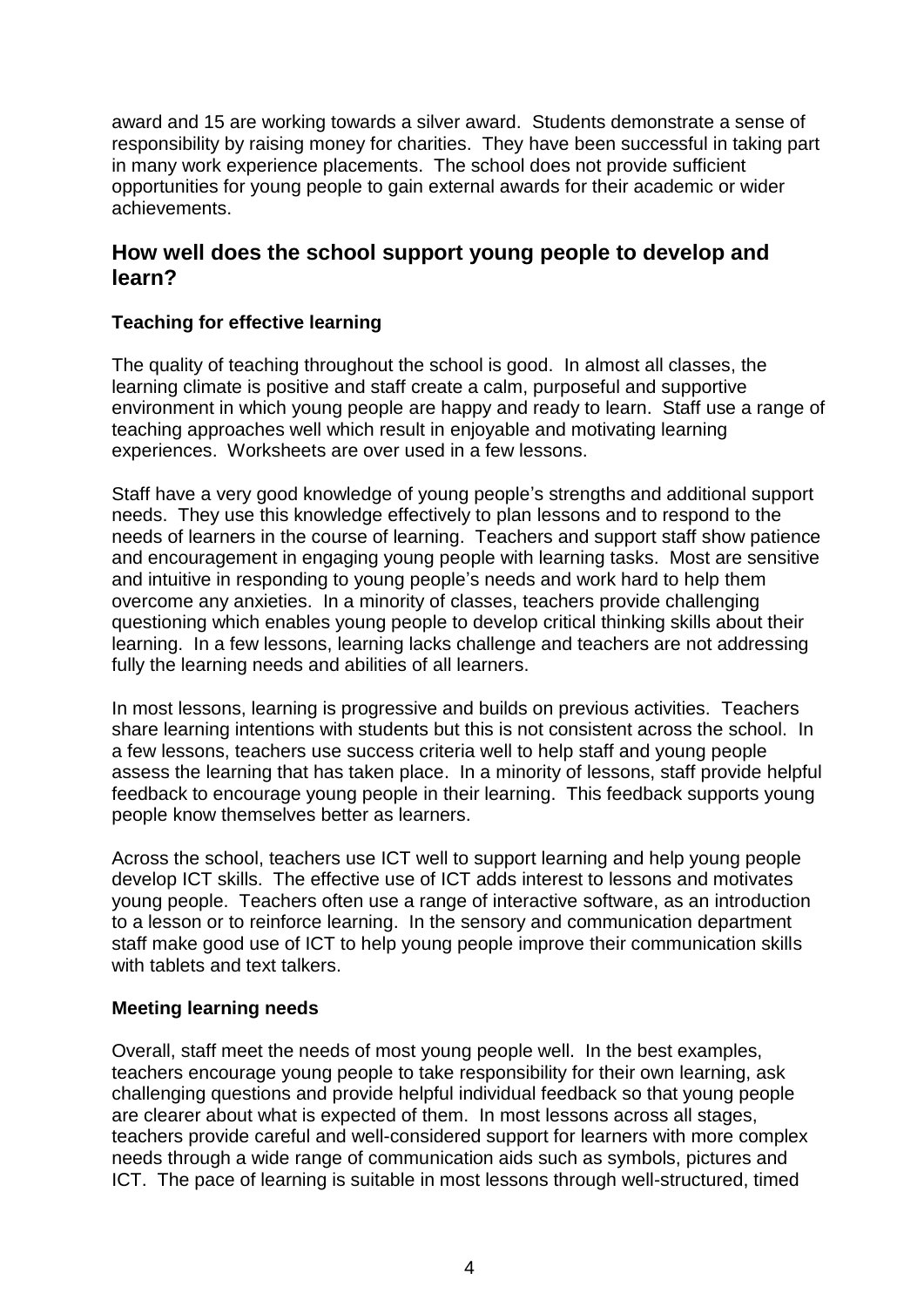award and 15 are working towards a silver award. Students demonstrate a sense of responsibility by raising money for charities. They have been successful in taking part in many work experience placements. The school does not provide sufficient opportunities for young people to gain external awards for their academic or wider achievements.

## How well does the school support young people to develop and learn?

### Teaching for effective learning

The quality of teaching throughout the school is good. In almost all classes, the learning climate is positive and staff create a calm, purposeful and supportive environment in which young people are happy and ready to learn. Staff use a range of teaching approaches well which result in enjoyable and motivating learning experiences. Worksheets are over used in a few lessons.

Staff have a very good knowledge of young people's strengths and additional support needs. They use this knowledge effectively to plan lessons and to respond to the needs of learners in the course of learning. Teachers and support staff show patience and encouragement in engaging young people with learning tasks. Most are sensitive and intuitive in responding to young people's needs and work hard to help them overcome any anxieties. In a minority of classes, teachers provide challenging questioning which enables young people to develop critical thinking skills about their learning. In a few lessons, learning lacks challenge and teachers are not addressing fully the learning needs and abilities of all learners.

In most lessons, learning is progressive and builds on previous activities. Teachers share learning intentions with students but this is not consistent across the school. In a few lessons, teachers use success criteria well to help staff and young people assess the learning that has taken place. In a minority of lessons, staff provide helpful feedback to encourage young people in their learning. This feedback supports young people know themselves better as learners.

Across the school, teachers use ICT well to support learning and help young people develop ICT skills. The effective use of ICT adds interest to lessons and motivates young people. Teachers often use a range of interactive software, as an introduction to a lesson or to reinforce learning. In the sensory and communication department staff make good use of ICT to help young people improve their communication skills with tablets and text talkers.

### Meeting learning needs

Overall, staff meet the needs of most young people well. In the best examples, teachers encourage young people to take responsibility for their own learning, ask challenging questions and provide helpful individual feedback so that young people are clearer about what is expected of them. In most lessons across all stages, teachers provide careful and well-considered support for learners with more complex needs through a wide range of communication aids such as symbols, pictures and ICT. The pace of learning is suitable in most lessons through well-structured, timed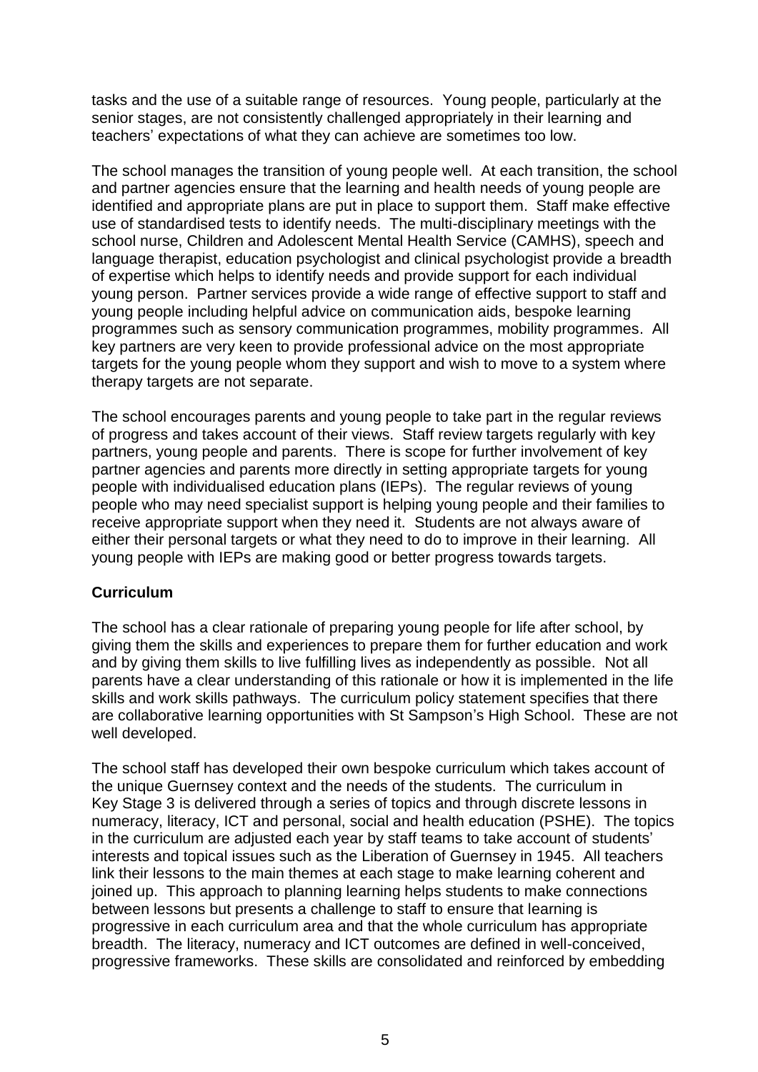tasks and the use of a suitable range of resources. Young people, particularly at the senior stages, are not consistently challenged appropriately in their learning and teachers' expectations of what they can achieve are sometimes too low.

The school manages the transition of young people well. At each transition, the school and partner agencies ensure that the learning and health needs of young people are identified and appropriate plans are put in place to support them. Staff make effective use of standardised tests to identify needs. The multi-disciplinary meetings with the school nurse, Children and Adolescent Mental Health Service (CAMHS), speech and language therapist, education psychologist and clinical psychologist provide a breadth of expertise which helps to identify needs and provide support for each individual young person. Partner services provide a wide range of effective support to staff and young people including helpful advice on communication aids, bespoke learning programmes such as sensory communication programmes, mobility programmes. All key partners are very keen to provide professional advice on the most appropriate targets for the young people whom they support and wish to move to a system where therapy targets are not separate.

The school encourages parents and young people to take part in the regular reviews of progress and takes account of their views. Staff review targets regularly with key partners, young people and parents. There is scope for further involvement of key partner agencies and parents more directly in setting appropriate targets for young people with individualised education plans (IEPs). The regular reviews of young people who may need specialist support is helping young people and their families to receive appropriate support when they need it. Students are not always aware of either their personal targets or what they need to do to improve in their learning. All young people with IEPs are making good or better progress towards targets.

**Curriculum**

The school has a clear rationale of preparing young people for life after school, by giving them the skills and experiences to prepare them for further education and work and by giving them skills to live fulfilling lives as independently as possible. Not all parents have a clear understanding of this rationale or how it is implemented in the life skills and work skills pathways. The curriculum policy statement specifies that there are collaborative learning opportunities with St Sampson's High School. These are not well developed.

The school staff has developed their own bespoke curriculum which takes account of the unique Guernsey context and the needs of the students. The curriculum in Key Stage 3 is delivered through a series of topics and through discrete lessons in numeracy, literacy, ICT and personal, social and health education (PSHE). The topics in the curriculum are adjusted each year by staff teams to take account of students' interests and topical issues such as the Liberation of Guernsey in 1945. All teachers link their lessons to the main themes at each stage to make learning coherent and joined up. This approach to planning learning helps students to make connections between lessons but presents a challenge to staff to ensure that learning is progressive in each curriculum area and that the whole curriculum has appropriate breadth. The literacy, numeracy and ICT outcomes are defined in well-conceived, progressive frameworks. These skills are consolidated and reinforced by embedding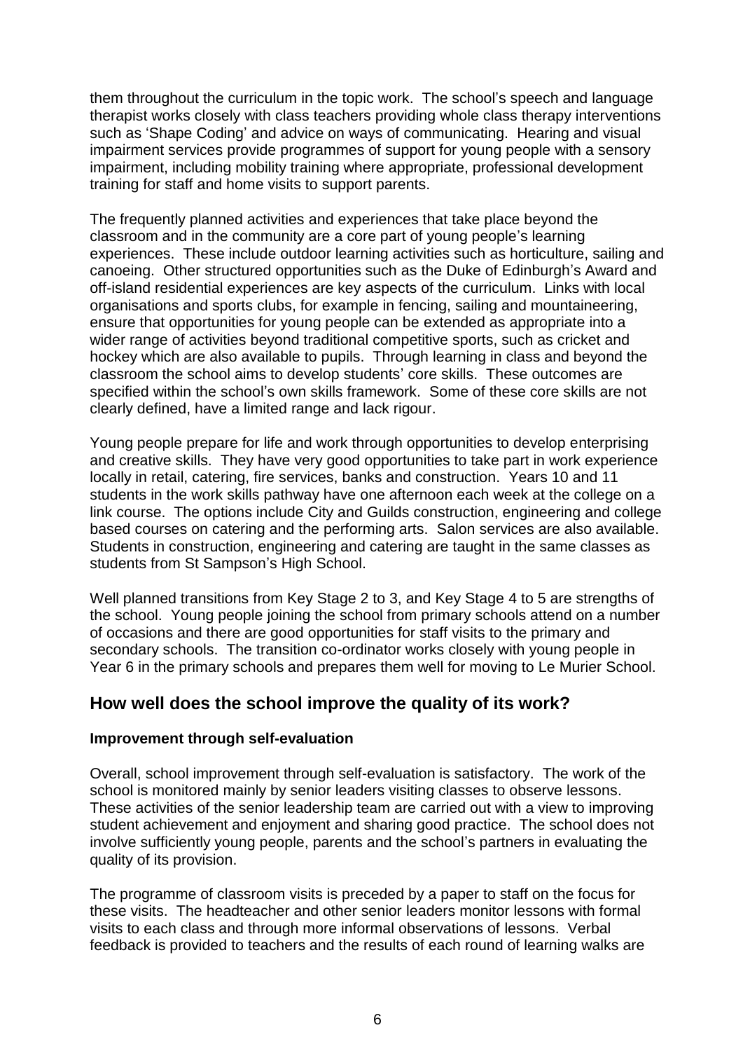them throughout the curriculum in the topic work. The school's speech and language therapist works closely with class teachers providing whole class therapy interventions such as 'Shape Coding' and advice on ways of communicating. Hearing and visual impairment services provide programmes of support for young people with a sensory impairment, including mobility training where appropriate, professional development training for staff and home visits to support parents.

The frequently planned activities and experiences that take place beyond the classroom and in the community are a core part of young people's learning experiences. These include outdoor learning activities such as horticulture, sailing and canoeing. Other structured opportunities such as the Duke of Edinburgh's Award and off-island residential experiences are key aspects of the curriculum. Links with local organisations and sports clubs, for example in fencing, sailing and mountaineering, ensure that opportunities for young people can be extended as appropriate into a wider range of activities beyond traditional competitive sports, such as cricket and hockey which are also available to pupils. Through learning in class and beyond the classroom the school aims to develop students' core skills. These outcomes are specified within the school's own skills framework. Some of these core skills are not clearly defined, have a limited range and lack rigour.

Young people prepare for life and work through opportunities to develop enterprising and creative skills. They have very good opportunities to take part in work experience locally in retail, catering, fire services, banks and construction. Years 10 and 11 students in the work skills pathway have one afternoon each week at the college on a link course. The options include City and Guilds construction, engineering and college based courses on catering and the performing arts. Salon services are also available. Students in construction, engineering and catering are taught in the same classes as students from St Sampson's High School.

Well planned transitions from Key Stage 2 to 3, and Key Stage 4 to 5 are strengths of the school. Young people joining the school from primary schools attend on a number of occasions and there are good opportunities for staff visits to the primary and secondary schools. The transition co-ordinator works closely with young people in Year 6 in the primary schools and prepares them well for moving to Le Murier School.

## How well does the school improve the quality of its work?

**Improvement through self-evaluation**

Overall, school improvement through self-evaluation is satisfactory. The work of the school is monitored mainly by senior leaders visiting classes to observe lessons. These activities of the senior leadership team are carried out with a view to improving student achievement and enjoyment and sharing good practice. The school does not involve sufficiently young people, parents and the school's partners in evaluating the quality of its provision.

The programme of classroom visits is preceded by a paper to staff on the focus for these visits. The headteacher and other senior leaders monitor lessons with formal visits to each class and through more informal observations of lessons. Verbal feedback is provided to teachers and the results of each round of learning walks are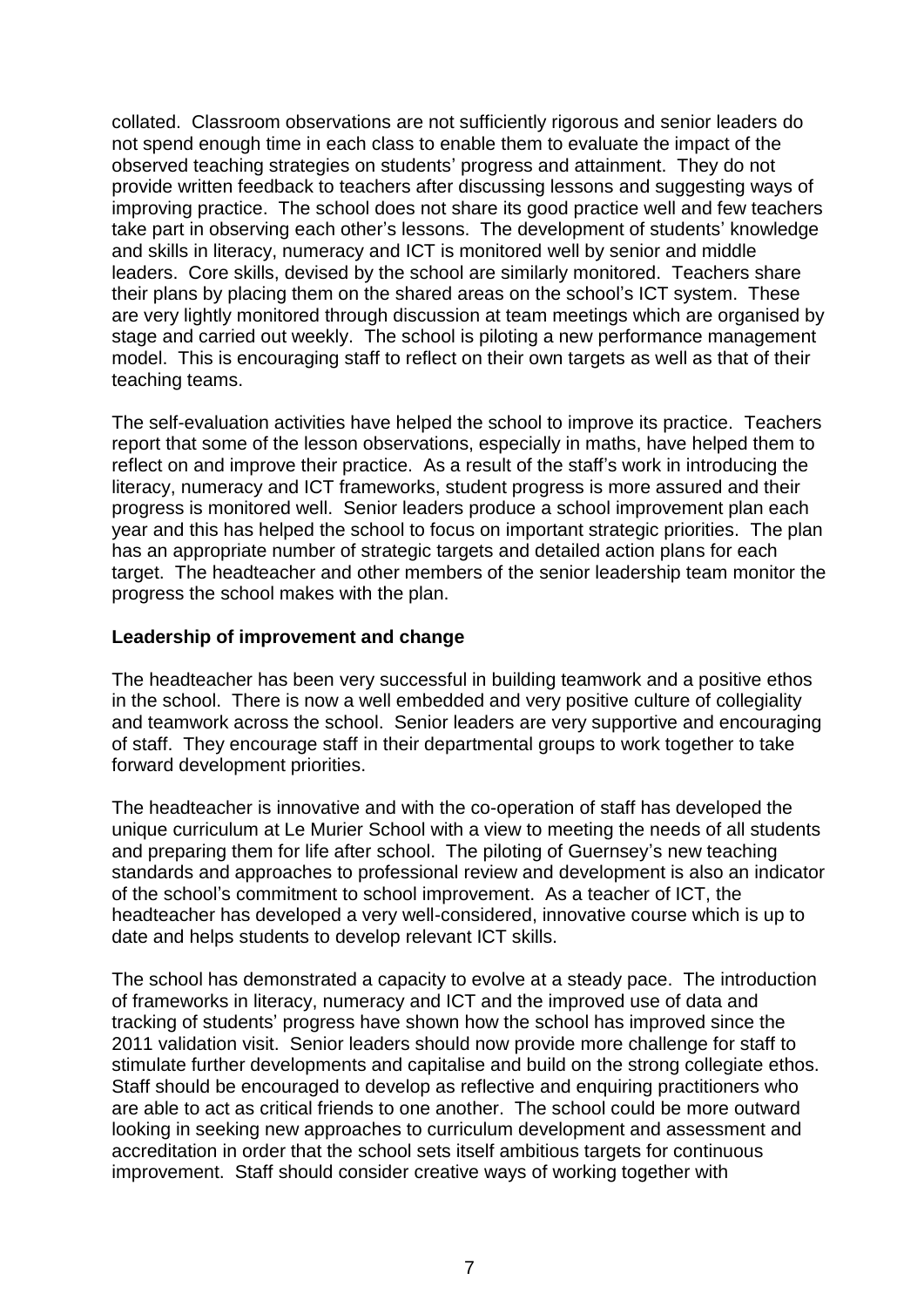collated. Classroom observations are not sufficiently rigorous and senior leaders do not spend enough time in each class to enable them to evaluate the impact of the observed teaching strategies on students' progress and attainment. They do not provide written feedback to teachers after discussing lessons and suggesting ways of improving practice. The school does not share its good practice well and few teachers take part in observing each other's lessons. The development of students' knowledge and skills in literacy, numeracy and ICT is monitored well by senior and middle leaders. Core skills, devised by the school are similarly monitored. Teachers share their plans by placing them on the shared areas on the school's ICT system. These are very lightly monitored through discussion at team meetings which are organised by stage and carried out weekly. The school is piloting a new performance management model. This is encouraging staff to reflect on their own targets as well as that of their teaching teams.

The self-evaluation activities have helped the school to improve its practice. Teachers report that some of the lesson observations, especially in maths, have helped them to reflect on and improve their practice. As a result of the staff's work in introducing the literacy, numeracy and ICT frameworks, student progress is more assured and their progress is monitored well. Senior leaders produce a school improvement plan each year and this has helped the school to focus on important strategic priorities. The plan has an appropriate number of strategic targets and detailed action plans for each target. The headteacher and other members of the senior leadership team monitor the progress the school makes with the plan.

**Leadership of improvement and change**

The headteacher has been very successful in building teamwork and a positive ethos in the school. There is now a well embedded and very positive culture of collegiality and teamwork across the school. Senior leaders are very supportive and encouraging of staff. They encourage staff in their departmental groups to work together to take forward development priorities.

The headteacher is innovative and with the co-operation of staff has developed the unique curriculum at Le Murier School with a view to meeting the needs of all students and preparing them for life after school. The piloting of Guernsey's new teaching standards and approaches to professional review and development is also an indicator of the school's commitment to school improvement. As a teacher of ICT, the headteacher has developed a very well-considered, innovative course which is up to date and helps students to develop relevant ICT skills.

The school has demonstrated a capacity to evolve at a steady pace. The introduction of frameworks in literacy, numeracy and ICT and the improved use of data and tracking of students' progress have shown how the school has improved since the 2011 validation visit. Senior leaders should now provide more challenge for staff to stimulate further developments and capitalise and build on the strong collegiate ethos. Staff should be encouraged to develop as reflective and enquiring practitioners who are able to act as critical friends to one another. The school could be more outward looking in seeking new approaches to curriculum development and assessment and accreditation in order that the school sets itself ambitious targets for continuous improvement. Staff should consider creative ways of working together with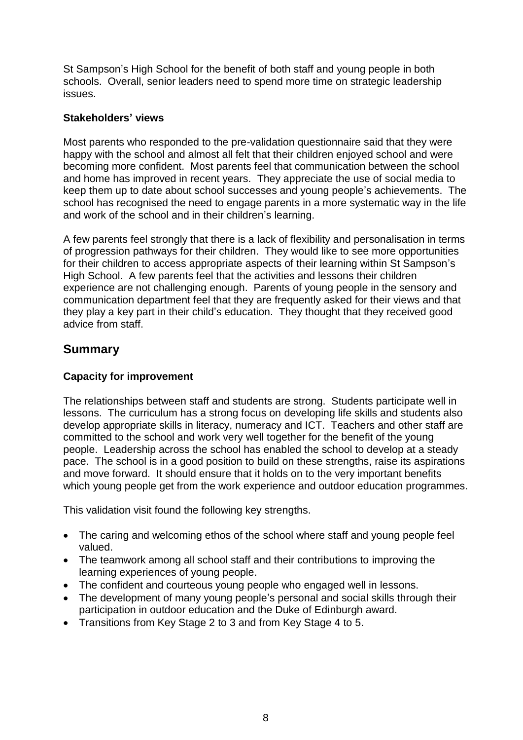St Sampson's High School for the benefit of both staff and young people in both schools. Overall, senior leaders need to spend more time on strategic leadership issues.

**Stakeholders' views**

Most parents who responded to the pre-validation questionnaire said that they were happy with the school and almost all felt that their children enjoyed school and were becoming more confident. Most parents feel that communication between the school and home has improved in recent years. They appreciate the use of social media to keep them up to date about school successes and young people's achievements. The school has recognised the need to engage parents in a more systematic way in the life and work of the school and in their children's learning.

A few parents feel strongly that there is a lack of flexibility and personalisation in terms of progression pathways for their children. They would like to see more opportunities for their children to access appropriate aspects of their learning within St Sampson's High School. A few parents feel that the activities and lessons their children experience are not challenging enough. Parents of young people in the sensory and communication department feel that they are frequently asked for their views and that they play a key part in their child's education. They thought that they received good advice from staff.

## Summary

**Capacity for improvement**

The relationships between staff and students are strong. Students participate well in lessons. The curriculum has a strong focus on developing life skills and students also develop appropriate skills in literacy, numeracy and ICT. Teachers and other staff are committed to the school and work very well together for the benefit of the young people. Leadership across the school has enabled the school to develop at a steady pace. The school is in a good position to build on these strengths, raise its aspirations and move forward. It should ensure that it holds on to the very important benefits which young people get from the work experience and outdoor education programmes.

This validation visit found the following key strengths.

- The caring and welcoming ethos of the school where staff and young people feel valued.
- The teamwork among all school staff and their contributions to improving the learning experiences of young people.
- The confident and courteous young people who engaged well in lessons.
- The development of many young people's personal and social skills through their participation in outdoor education and the Duke of Edinburgh award.
- Transitions from Key Stage 2 to 3 and from Key Stage 4 to 5.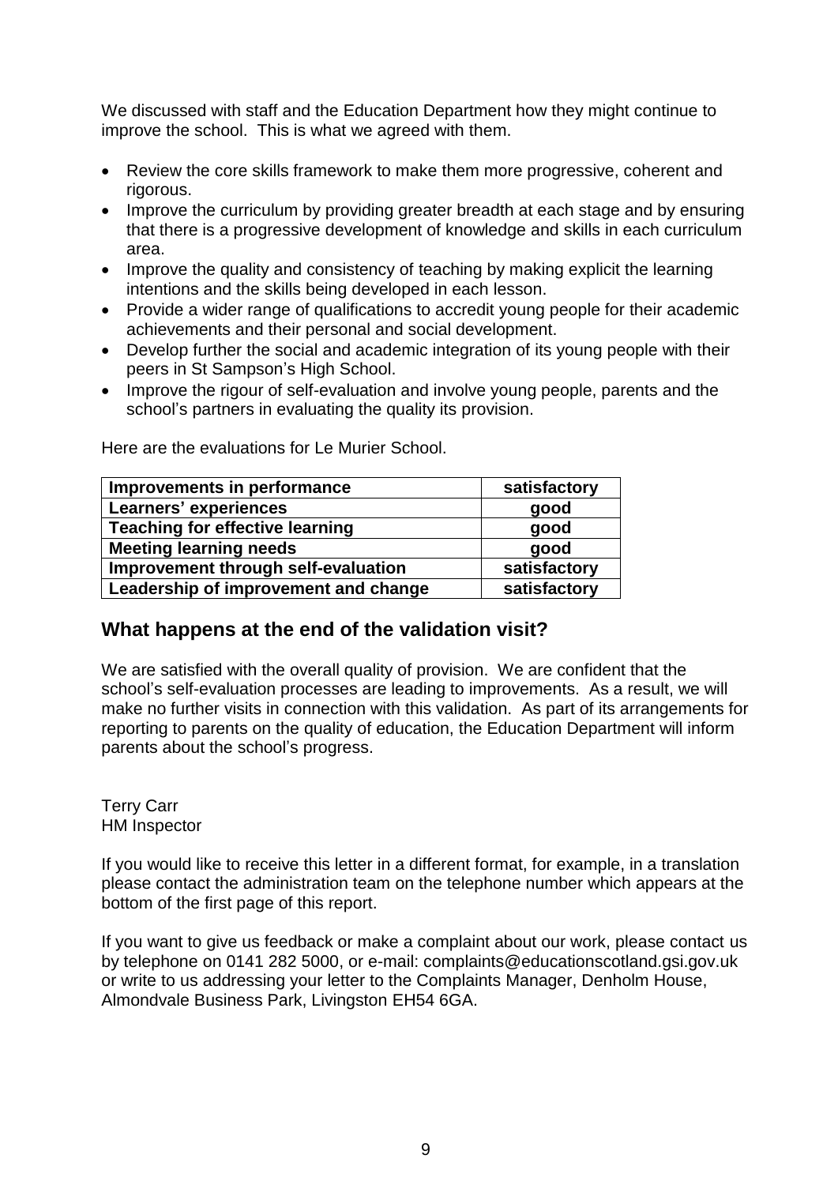We discussed with staff and the Education Department how they might continue to improve the school. This is what we agreed with them.

- Review the core skills framework to make them more progressive, coherent and rigorous.
- Improve the curriculum by providing greater breadth at each stage and by ensuring that there is a progressive development of knowledge and skills in each curriculum area.
- Improve the quality and consistency of teaching by making explicit the learning intentions and the skills being developed in each lesson.
- Provide a wider range of qualifications to accredit young people for their academic achievements and their personal and social development.
- Develop further the social and academic integration of its young people with their peers in St Sampson's High School.
- Improve the rigour of self-evaluation and involve young people, parents and the school's partners in evaluating the quality its provision.

Here are the evaluations for Le Murier School.

| **Improvements in performance** | **satisfactory** |
|---|---|
| **Learners' experiences** | **good** |
| **Teaching for effective learning** | **good** |
| **Meeting learning needs** | **good** |
| **Improvement through self-evaluation** | **satisfactory** |
| **Leadership of improvement and change** | **satisfactory** |

## What happens at the end of the validation visit?

We are satisfied with the overall quality of provision. We are confident that the school's self-evaluation processes are leading to improvements. As a result, we will make no further visits in connection with this validation. As part of its arrangements for reporting to parents on the quality of education, the Education Department will inform parents about the school's progress.

Terry Carr
HM Inspector

If you would like to receive this letter in a different format, for example, in a translation please contact the administration team on the telephone number which appears at the bottom of the first page of this report.

If you want to give us feedback or make a complaint about our work, please contact us by telephone on 0141 282 5000, or e-mail: complaints@educationscotland.gsi.gov.uk or write to us addressing your letter to the Complaints Manager, Denholm House, Almondvale Business Park, Livingston EH54 6GA.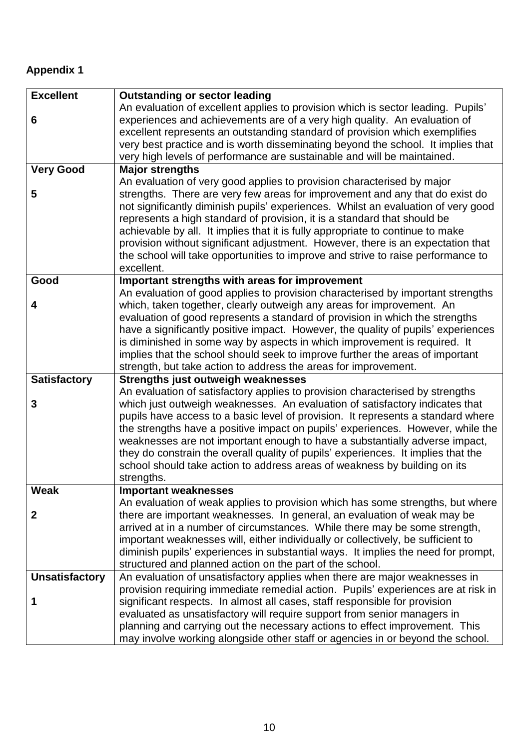## Appendix 1

| | |
|---|---|
| **Excellent**<br><br>**6** | **Outstanding or sector leading**<br>An evaluation of excellent applies to provision which is sector leading. Pupils' experiences and achievements are of a very high quality. An evaluation of excellent represents an outstanding standard of provision which exemplifies very best practice and is worth disseminating beyond the school. It implies that very high levels of performance are sustainable and will be maintained. |
| **Very Good**<br><br>**5** | **Major strengths**<br>An evaluation of very good applies to provision characterised by major strengths. There are very few areas for improvement and any that do exist do not significantly diminish pupils' experiences. Whilst an evaluation of very good represents a high standard of provision, it is a standard that should be achievable by all. It implies that it is fully appropriate to continue to make provision without significant adjustment. However, there is an expectation that the school will take opportunities to improve and strive to raise performance to excellent. |
| **Good**<br><br>**4** | **Important strengths with areas for improvement**<br>An evaluation of good applies to provision characterised by important strengths which, taken together, clearly outweigh any areas for improvement. An evaluation of good represents a standard of provision in which the strengths have a significantly positive impact. However, the quality of pupils' experiences is diminished in some way by aspects in which improvement is required. It implies that the school should seek to improve further the areas of important strength, but take action to address the areas for improvement. |
| **Satisfactory**<br><br>**3** | **Strengths just outweigh weaknesses**<br>An evaluation of satisfactory applies to provision characterised by strengths which just outweigh weaknesses. An evaluation of satisfactory indicates that pupils have access to a basic level of provision. It represents a standard where the strengths have a positive impact on pupils' experiences. However, while the weaknesses are not important enough to have a substantially adverse impact, they do constrain the overall quality of pupils' experiences. It implies that the school should take action to address areas of weakness by building on its strengths. |
| **Weak**<br><br>**2** | **Important weaknesses**<br>An evaluation of weak applies to provision which has some strengths, but where there are important weaknesses. In general, an evaluation of weak may be arrived at in a number of circumstances. While there may be some strength, important weaknesses will, either individually or collectively, be sufficient to diminish pupils' experiences in substantial ways. It implies the need for prompt, structured and planned action on the part of the school. |
| **Unsatisfactory**<br><br>**1** | An evaluation of unsatisfactory applies when there are major weaknesses in provision requiring immediate remedial action. Pupils' experiences are at risk in significant respects. In almost all cases, staff responsible for provision evaluated as unsatisfactory will require support from senior managers in planning and carrying out the necessary actions to effect improvement. This may involve working alongside other staff or agencies in or beyond the school. |